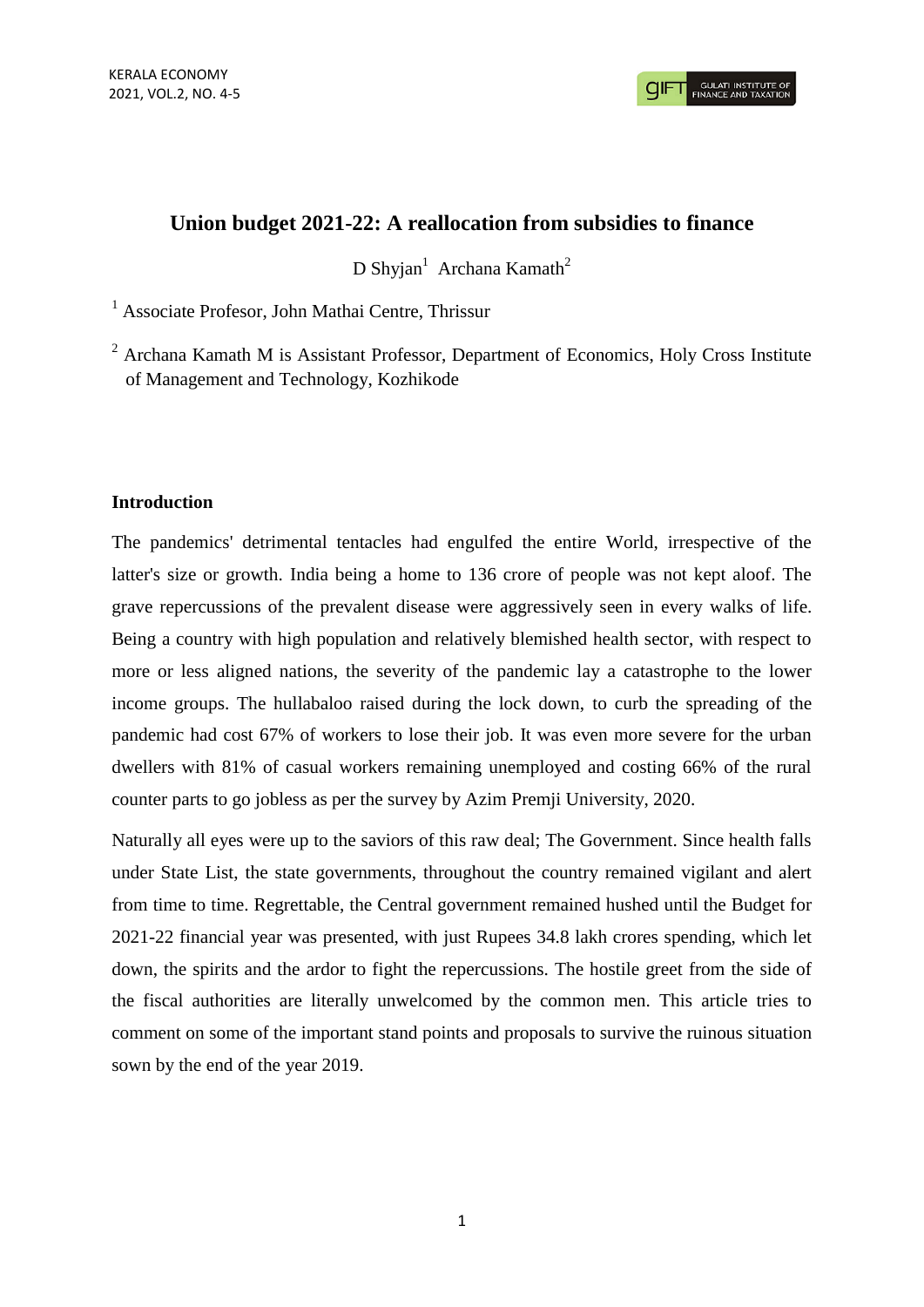# Union budget 2021-22: A reallocation from subsidies to finance

D Shyjan[1] Archana Kamath[2]

[1] Associate Profesor, John Mathai Centre, Thrissur

[2] Archana Kamath M is Assistant Professor, Department of Economics, Holy Cross Institute of Management and Technology, Kozhikode

## Introduction

The pandemics' detrimental tentacles had engulfed the entire World, irrespective of the latter's size or growth. India being a home to 136 crore of people was not kept aloof. The grave repercussions of the prevalent disease were aggressively seen in every walks of life. Being a country with high population and relatively blemished health sector, with respect to more or less aligned nations, the severity of the pandemic lay a catastrophe to the lower income groups. The hullabaloo raised during the lock down, to curb the spreading of the pandemic had cost 67% of workers to lose their job. It was even more severe for the urban dwellers with 81% of casual workers remaining unemployed and costing 66% of the rural counter parts to go jobless as per the survey by Azim Premji University, 2020.

Naturally all eyes were up to the saviors of this raw deal; The Government. Since health falls under State List, the state governments, throughout the country remained vigilant and alert from time to time. Regrettable, the Central government remained hushed until the Budget for 2021-22 financial year was presented, with just Rupees 34.8 lakh crores spending, which let down, the spirits and the ardor to fight the repercussions. The hostile greet from the side of the fiscal authorities are literally unwelcomed by the common men. This article tries to comment on some of the important stand points and proposals to survive the ruinous situation sown by the end of the year 2019.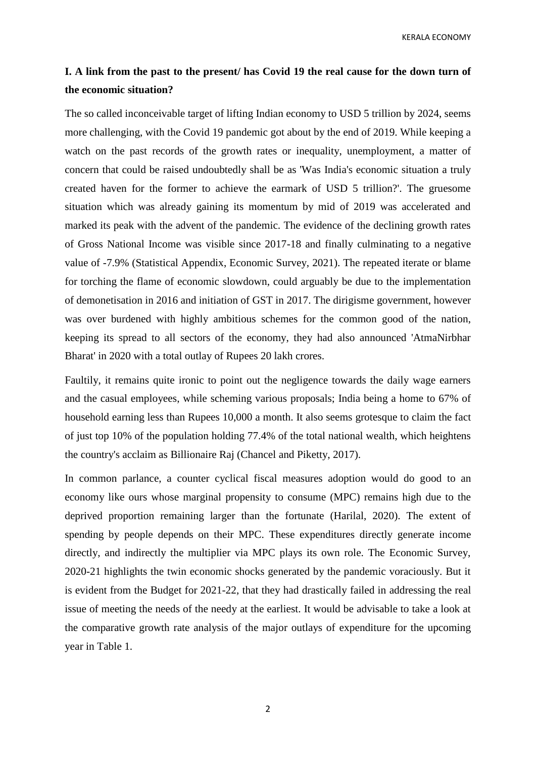## I. A link from the past to the present/ has Covid 19 the real cause for the down turn of the economic situation?

The so called inconceivable target of lifting Indian economy to USD 5 trillion by 2024, seems more challenging, with the Covid 19 pandemic got about by the end of 2019. While keeping a watch on the past records of the growth rates or inequality, unemployment, a matter of concern that could be raised undoubtedly shall be as 'Was India's economic situation a truly created haven for the former to achieve the earmark of USD 5 trillion?'. The gruesome situation which was already gaining its momentum by mid of 2019 was accelerated and marked its peak with the advent of the pandemic. The evidence of the declining growth rates of Gross National Income was visible since 2017-18 and finally culminating to a negative value of -7.9% (Statistical Appendix, Economic Survey, 2021). The repeated iterate or blame for torching the flame of economic slowdown, could arguably be due to the implementation of demonetisation in 2016 and initiation of GST in 2017. The dirigisme government, however was over burdened with highly ambitious schemes for the common good of the nation, keeping its spread to all sectors of the economy, they had also announced 'AtmaNirbhar Bharat' in 2020 with a total outlay of Rupees 20 lakh crores.

Faultily, it remains quite ironic to point out the negligence towards the daily wage earners and the casual employees, while scheming various proposals; India being a home to 67% of household earning less than Rupees 10,000 a month. It also seems grotesque to claim the fact of just top 10% of the population holding 77.4% of the total national wealth, which heightens the country's acclaim as Billionaire Raj (Chancel and Piketty, 2017).

In common parlance, a counter cyclical fiscal measures adoption would do good to an economy like ours whose marginal propensity to consume (MPC) remains high due to the deprived proportion remaining larger than the fortunate (Harilal, 2020). The extent of spending by people depends on their MPC. These expenditures directly generate income directly, and indirectly the multiplier via MPC plays its own role. The Economic Survey, 2020-21 highlights the twin economic shocks generated by the pandemic voraciously. But it is evident from the Budget for 2021-22, that they had drastically failed in addressing the real issue of meeting the needs of the needy at the earliest. It would be advisable to take a look at the comparative growth rate analysis of the major outlays of expenditure for the upcoming year in Table 1.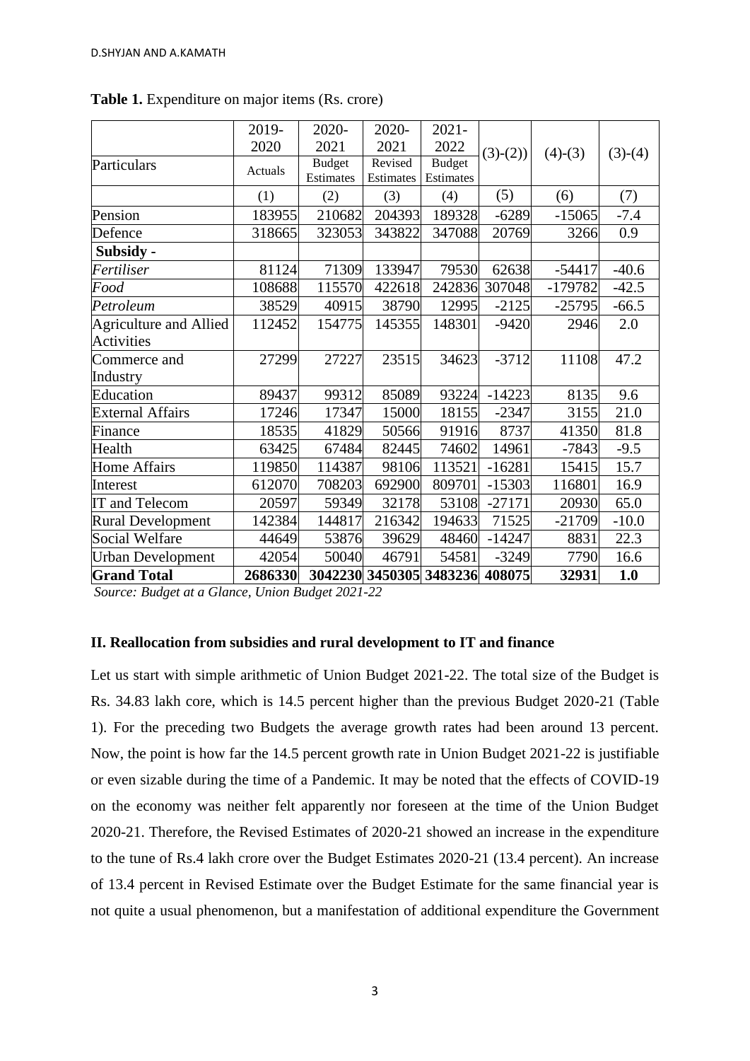**Table 1.** Expenditure on major items (Rs. crore)

| Particulars | 2019-2020 Actuals | 2020-2021 Budget Estimates | 2020-2021 Revised Estimates | 2021-2022 Budget Estimates | (3)-(2)) | (4)-(3) | (3)-(4) |
|---|---|---|---|---|---|---|---|
| | (1) | (2) | (3) | (4) | (5) | (6) | (7) |
| Pension | 183955 | 210682 | 204393 | 189328 | -6289 | -15065 | -7.4 |
| Defence | 318665 | 323053 | 343822 | 347088 | 20769 | 3266 | 0.9 |
| **Subsidy -** | | | | | | | |
| *Fertiliser* | 81124 | 71309 | 133947 | 79530 | 62638 | -54417 | -40.6 |
| *Food* | 108688 | 115570 | 422618 | 242836 | 307048 | -179782 | -42.5 |
| *Petroleum* | 38529 | 40915 | 38790 | 12995 | -2125 | -25795 | -66.5 |
| Agriculture and Allied Activities | 112452 | 154775 | 145355 | 148301 | -9420 | 2946 | 2.0 |
| Commerce and Industry | 27299 | 27227 | 23515 | 34623 | -3712 | 11108 | 47.2 |
| Education | 89437 | 99312 | 85089 | 93224 | -14223 | 8135 | 9.6 |
| External Affairs | 17246 | 17347 | 15000 | 18155 | -2347 | 3155 | 21.0 |
| Finance | 18535 | 41829 | 50566 | 91916 | 8737 | 41350 | 81.8 |
| Health | 63425 | 67484 | 82445 | 74602 | 14961 | -7843 | -9.5 |
| Home Affairs | 119850 | 114387 | 98106 | 113521 | -16281 | 15415 | 15.7 |
| Interest | 612070 | 708203 | 692900 | 809701 | -15303 | 116801 | 16.9 |
| IT and Telecom | 20597 | 59349 | 32178 | 53108 | -27171 | 20930 | 65.0 |
| Rural Development | 142384 | 144817 | 216342 | 194633 | 71525 | -21709 | -10.0 |
| Social Welfare | 44649 | 53876 | 39629 | 48460 | -14247 | 8831 | 22.3 |
| Urban Development | 42054 | 50040 | 46791 | 54581 | -3249 | 7790 | 16.6 |
| **Grand Total** | **2686330** | **3042230** | **3450305** | **3483236** | **408075** | **32931** | **1.0** |

*Source: Budget at a Glance, Union Budget 2021-22*

## II. Reallocation from subsidies and rural development to IT and finance

Let us start with simple arithmetic of Union Budget 2021-22. The total size of the Budget is Rs. 34.83 lakh core, which is 14.5 percent higher than the previous Budget 2020-21 (Table 1). For the preceding two Budgets the average growth rates had been around 13 percent. Now, the point is how far the 14.5 percent growth rate in Union Budget 2021-22 is justifiable or even sizable during the time of a Pandemic. It may be noted that the effects of COVID-19 on the economy was neither felt apparently nor foreseen at the time of the Union Budget 2020-21. Therefore, the Revised Estimates of 2020-21 showed an increase in the expenditure to the tune of Rs.4 lakh crore over the Budget Estimates 2020-21 (13.4 percent). An increase of 13.4 percent in Revised Estimate over the Budget Estimate for the same financial year is not quite a usual phenomenon, but a manifestation of additional expenditure the Government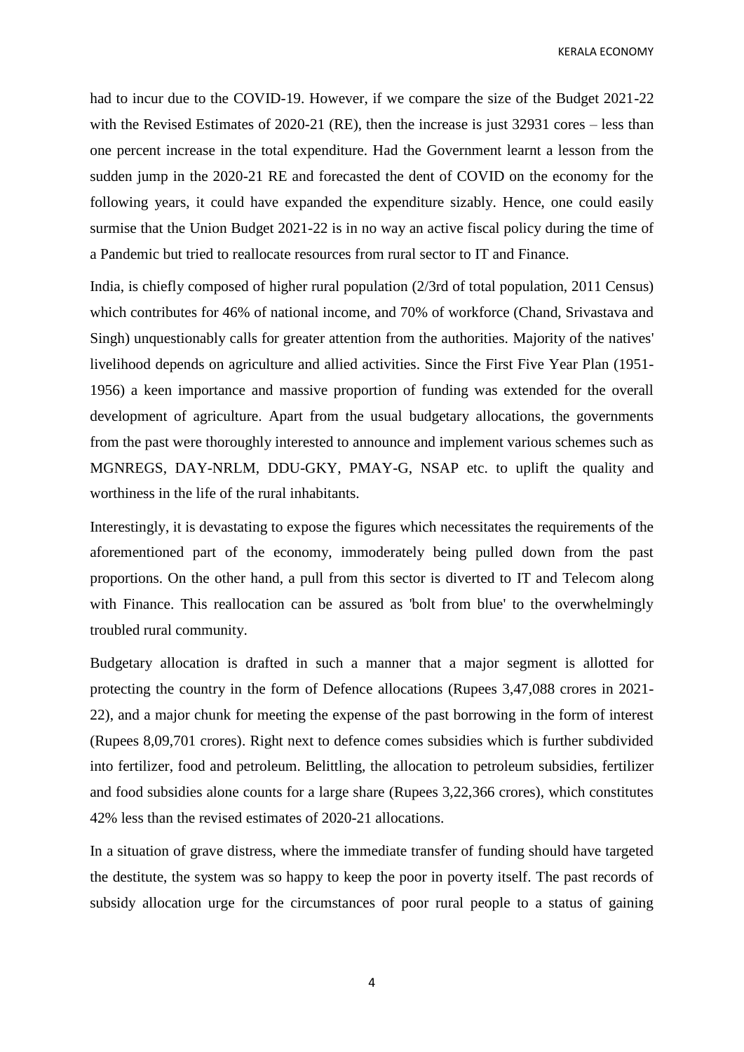had to incur due to the COVID-19. However, if we compare the size of the Budget 2021-22 with the Revised Estimates of 2020-21 (RE), then the increase is just 32931 cores – less than one percent increase in the total expenditure. Had the Government learnt a lesson from the sudden jump in the 2020-21 RE and forecasted the dent of COVID on the economy for the following years, it could have expanded the expenditure sizably. Hence, one could easily surmise that the Union Budget 2021-22 is in no way an active fiscal policy during the time of a Pandemic but tried to reallocate resources from rural sector to IT and Finance.

India, is chiefly composed of higher rural population (2/3rd of total population, 2011 Census) which contributes for 46% of national income, and 70% of workforce (Chand, Srivastava and Singh) unquestionably calls for greater attention from the authorities. Majority of the natives' livelihood depends on agriculture and allied activities. Since the First Five Year Plan (1951-1956) a keen importance and massive proportion of funding was extended for the overall development of agriculture. Apart from the usual budgetary allocations, the governments from the past were thoroughly interested to announce and implement various schemes such as MGNREGS, DAY-NRLM, DDU-GKY, PMAY-G, NSAP etc. to uplift the quality and worthiness in the life of the rural inhabitants.

Interestingly, it is devastating to expose the figures which necessitates the requirements of the aforementioned part of the economy, immoderately being pulled down from the past proportions. On the other hand, a pull from this sector is diverted to IT and Telecom along with Finance. This reallocation can be assured as 'bolt from blue' to the overwhelmingly troubled rural community.

Budgetary allocation is drafted in such a manner that a major segment is allotted for protecting the country in the form of Defence allocations (Rupees 3,47,088 crores in 2021-22), and a major chunk for meeting the expense of the past borrowing in the form of interest (Rupees 8,09,701 crores). Right next to defence comes subsidies which is further subdivided into fertilizer, food and petroleum. Belittling, the allocation to petroleum subsidies, fertilizer and food subsidies alone counts for a large share (Rupees 3,22,366 crores), which constitutes 42% less than the revised estimates of 2020-21 allocations.

In a situation of grave distress, where the immediate transfer of funding should have targeted the destitute, the system was so happy to keep the poor in poverty itself. The past records of subsidy allocation urge for the circumstances of poor rural people to a status of gaining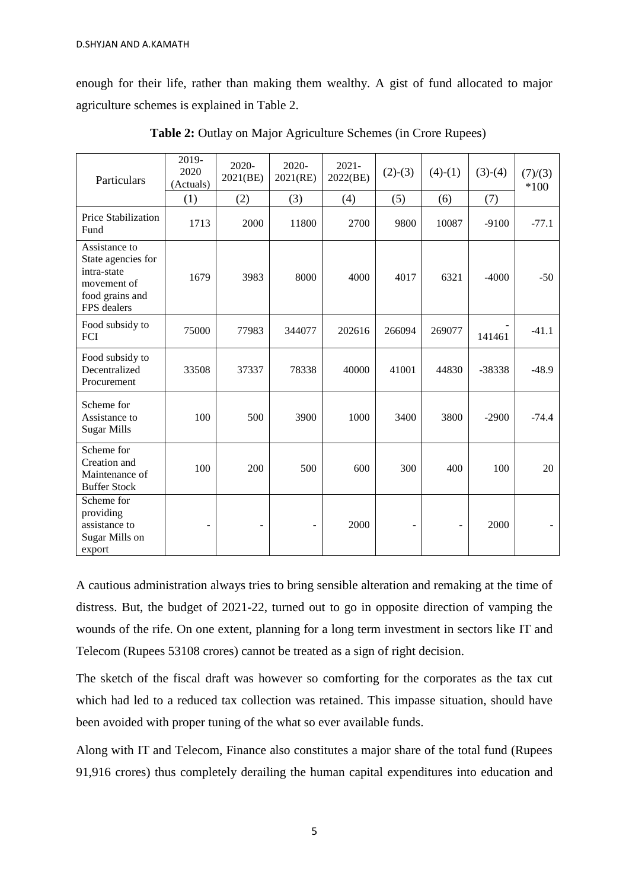enough for their life, rather than making them wealthy. A gist of fund allocated to major agriculture schemes is explained in Table 2.

**Table 2:** Outlay on Major Agriculture Schemes (in Crore Rupees)

| Particulars | 2019-2020 (Actuals) | 2020-2021(BE) | 2020-2021(RE) | 2021-2022(BE) | (2)-(3) | (4)-(1) | (3)-(4) | (7)/(3) *100 |
|---|---|---|---|---|---|---|---|---|
| | (1) | (2) | (3) | (4) | (5) | (6) | (7) | |
| Price Stabilization Fund | 1713 | 2000 | 11800 | 2700 | 9800 | 10087 | -9100 | -77.1 |
| Assistance to State agencies for intra-state movement of food grains and FPS dealers | 1679 | 3983 | 8000 | 4000 | 4017 | 6321 | -4000 | -50 |
| Food subsidy to FCI | 75000 | 77983 | 344077 | 202616 | 266094 | 269077 | -141461 | -41.1 |
| Food subsidy to Decentralized Procurement | 33508 | 37337 | 78338 | 40000 | 41001 | 44830 | -38338 | -48.9 |
| Scheme for Assistance to Sugar Mills | 100 | 500 | 3900 | 1000 | 3400 | 3800 | -2900 | -74.4 |
| Scheme for Creation and Maintenance of Buffer Stock | 100 | 200 | 500 | 600 | 300 | 400 | 100 | 20 |
| Scheme for providing assistance to Sugar Mills on export | - | - | - | 2000 | - | - | 2000 | - |

A cautious administration always tries to bring sensible alteration and remaking at the time of distress. But, the budget of 2021-22, turned out to go in opposite direction of vamping the wounds of the rife. On one extent, planning for a long term investment in sectors like IT and Telecom (Rupees 53108 crores) cannot be treated as a sign of right decision.

The sketch of the fiscal draft was however so comforting for the corporates as the tax cut which had led to a reduced tax collection was retained. This impasse situation, should have been avoided with proper tuning of the what so ever available funds.

Along with IT and Telecom, Finance also constitutes a major share of the total fund (Rupees 91,916 crores) thus completely derailing the human capital expenditures into education and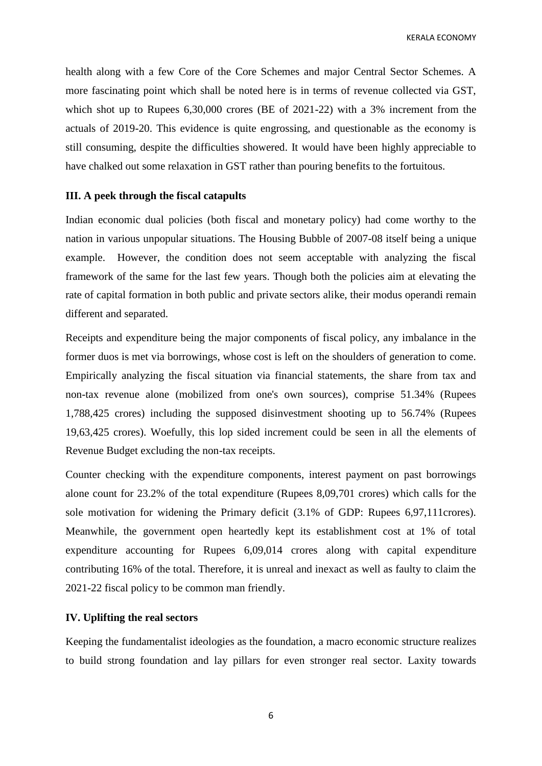health along with a few Core of the Core Schemes and major Central Sector Schemes. A more fascinating point which shall be noted here is in terms of revenue collected via GST, which shot up to Rupees 6,30,000 crores (BE of 2021-22) with a 3% increment from the actuals of 2019-20. This evidence is quite engrossing, and questionable as the economy is still consuming, despite the difficulties showered. It would have been highly appreciable to have chalked out some relaxation in GST rather than pouring benefits to the fortuitous.

### III. A peek through the fiscal catapults

Indian economic dual policies (both fiscal and monetary policy) had come worthy to the nation in various unpopular situations. The Housing Bubble of 2007-08 itself being a unique example. However, the condition does not seem acceptable with analyzing the fiscal framework of the same for the last few years. Though both the policies aim at elevating the rate of capital formation in both public and private sectors alike, their modus operandi remain different and separated.

Receipts and expenditure being the major components of fiscal policy, any imbalance in the former duos is met via borrowings, whose cost is left on the shoulders of generation to come. Empirically analyzing the fiscal situation via financial statements, the share from tax and non-tax revenue alone (mobilized from one's own sources), comprise 51.34% (Rupees 1,788,425 crores) including the supposed disinvestment shooting up to 56.74% (Rupees 19,63,425 crores). Woefully, this lop sided increment could be seen in all the elements of Revenue Budget excluding the non-tax receipts.

Counter checking with the expenditure components, interest payment on past borrowings alone count for 23.2% of the total expenditure (Rupees 8,09,701 crores) which calls for the sole motivation for widening the Primary deficit (3.1% of GDP: Rupees 6,97,111crores). Meanwhile, the government open heartedly kept its establishment cost at 1% of total expenditure accounting for Rupees 6,09,014 crores along with capital expenditure contributing 16% of the total. Therefore, it is unreal and inexact as well as faulty to claim the 2021-22 fiscal policy to be common man friendly.

### IV. Uplifting the real sectors

Keeping the fundamentalist ideologies as the foundation, a macro economic structure realizes to build strong foundation and lay pillars for even stronger real sector. Laxity towards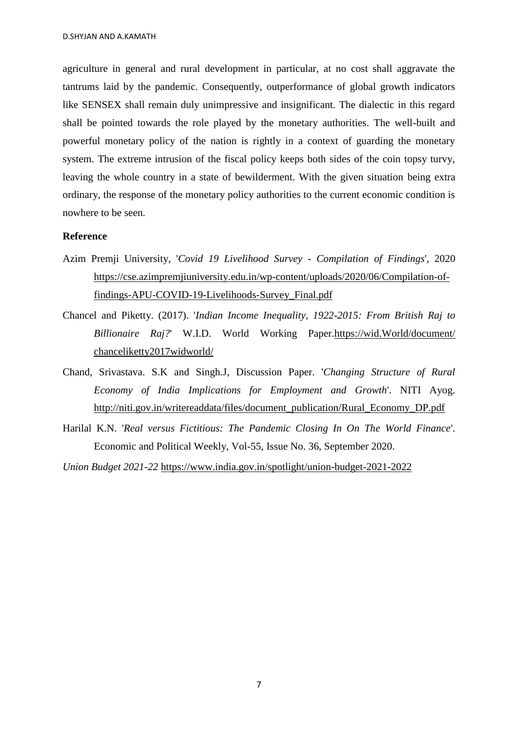agriculture in general and rural development in particular, at no cost shall aggravate the tantrums laid by the pandemic. Consequently, outperformance of global growth indicators like SENSEX shall remain duly unimpressive and insignificant. The dialectic in this regard shall be pointed towards the role played by the monetary authorities. The well-built and powerful monetary policy of the nation is rightly in a context of guarding the monetary system. The extreme intrusion of the fiscal policy keeps both sides of the coin topsy turvy, leaving the whole country in a state of bewilderment. With the given situation being extra ordinary, the response of the monetary policy authorities to the current economic condition is nowhere to be seen.

## Reference

Azim Premji University, '*Covid 19 Livelihood Survey - Compilation of Findings*', 2020 https://cse.azimpremjiuniversity.edu.in/wp-content/uploads/2020/06/Compilation-of-findings-APU-COVID-19-Livelihoods-Survey_Final.pdf

Chancel and Piketty. (2017). '*Indian Income Inequality, 1922-2015: From British Raj to Billionaire Raj?*' W.I.D. World Working Paper.https://wid.World/document/chanceliketty2017widworld/

Chand, Srivastava. S.K and Singh.J, Discussion Paper. '*Changing Structure of Rural Economy of India Implications for Employment and Growth*'. NITI Ayog. http://niti.gov.in/writereaddata/files/document_publication/Rural_Economy_DP.pdf

Harilal K.N. '*Real versus Fictitious: The Pandemic Closing In On The World Finance*'. Economic and Political Weekly, Vol-55, Issue No. 36, September 2020.

*Union Budget 2021-22* https://www.india.gov.in/spotlight/union-budget-2021-2022